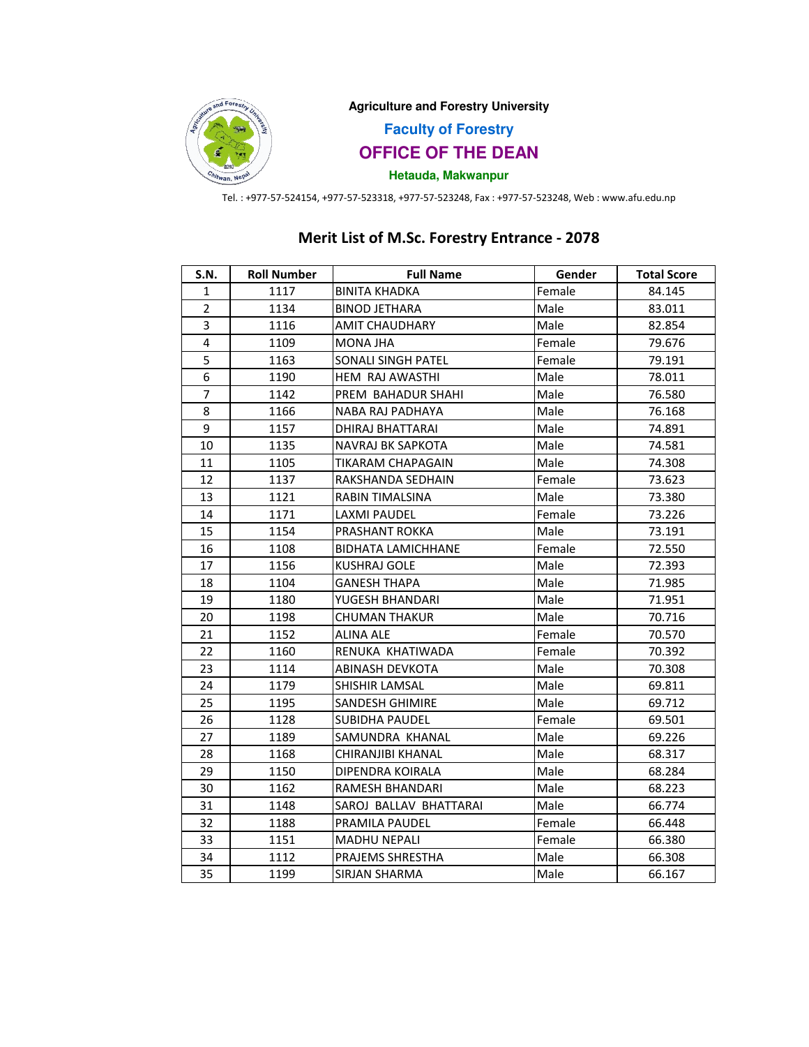**Agriculture and Forestry University**

**Faculty of Forestry**

# OFFICE OF THE DEAN

**Hetauda, Makwanpur**

Tel. : +977-57-524154, +977-57-523318, +977-57-523248, Fax : +977-57-523248, Web : www.afu.edu.np

## Merit List of M.Sc. Forestry Entrance - 2078

| S.N. | Roll Number | Full Name | Gender | Total Score |
|---|---|---|---|---|
| 1 | 1117 | BINITA KHADKA | Female | 84.145 |
| 2 | 1134 | BINOD JETHARA | Male | 83.011 |
| 3 | 1116 | AMIT CHAUDHARY | Male | 82.854 |
| 4 | 1109 | MONA JHA | Female | 79.676 |
| 5 | 1163 | SONALI SINGH PATEL | Female | 79.191 |
| 6 | 1190 | HEM RAJ AWASTHI | Male | 78.011 |
| 7 | 1142 | PREM BAHADUR SHAHI | Male | 76.580 |
| 8 | 1166 | NABA RAJ PADHAYA | Male | 76.168 |
| 9 | 1157 | DHIRAJ BHATTARAI | Male | 74.891 |
| 10 | 1135 | NAVRAJ BK SAPKOTA | Male | 74.581 |
| 11 | 1105 | TIKARAM CHAPAGAIN | Male | 74.308 |
| 12 | 1137 | RAKSHANDA SEDHAIN | Female | 73.623 |
| 13 | 1121 | RABIN TIMALSINA | Male | 73.380 |
| 14 | 1171 | LAXMI PAUDEL | Female | 73.226 |
| 15 | 1154 | PRASHANT ROKKA | Male | 73.191 |
| 16 | 1108 | BIDHATA LAMICHHANE | Female | 72.550 |
| 17 | 1156 | KUSHRAJ GOLE | Male | 72.393 |
| 18 | 1104 | GANESH THAPA | Male | 71.985 |
| 19 | 1180 | YUGESH BHANDARI | Male | 71.951 |
| 20 | 1198 | CHUMAN THAKUR | Male | 70.716 |
| 21 | 1152 | ALINA ALE | Female | 70.570 |
| 22 | 1160 | RENUKA KHATIWADA | Female | 70.392 |
| 23 | 1114 | ABINASH DEVKOTA | Male | 70.308 |
| 24 | 1179 | SHISHIR LAMSAL | Male | 69.811 |
| 25 | 1195 | SANDESH GHIMIRE | Male | 69.712 |
| 26 | 1128 | SUBIDHA PAUDEL | Female | 69.501 |
| 27 | 1189 | SAMUNDRA KHANAL | Male | 69.226 |
| 28 | 1168 | CHIRANJIBI KHANAL | Male | 68.317 |
| 29 | 1150 | DIPENDRA KOIRALA | Male | 68.284 |
| 30 | 1162 | RAMESH BHANDARI | Male | 68.223 |
| 31 | 1148 | SAROJ BALLAV BHATTARAI | Male | 66.774 |
| 32 | 1188 | PRAMILA PAUDEL | Female | 66.448 |
| 33 | 1151 | MADHU NEPALI | Female | 66.380 |
| 34 | 1112 | PRAJEMS SHRESTHA | Male | 66.308 |
| 35 | 1199 | SIRJAN SHARMA | Male | 66.167 |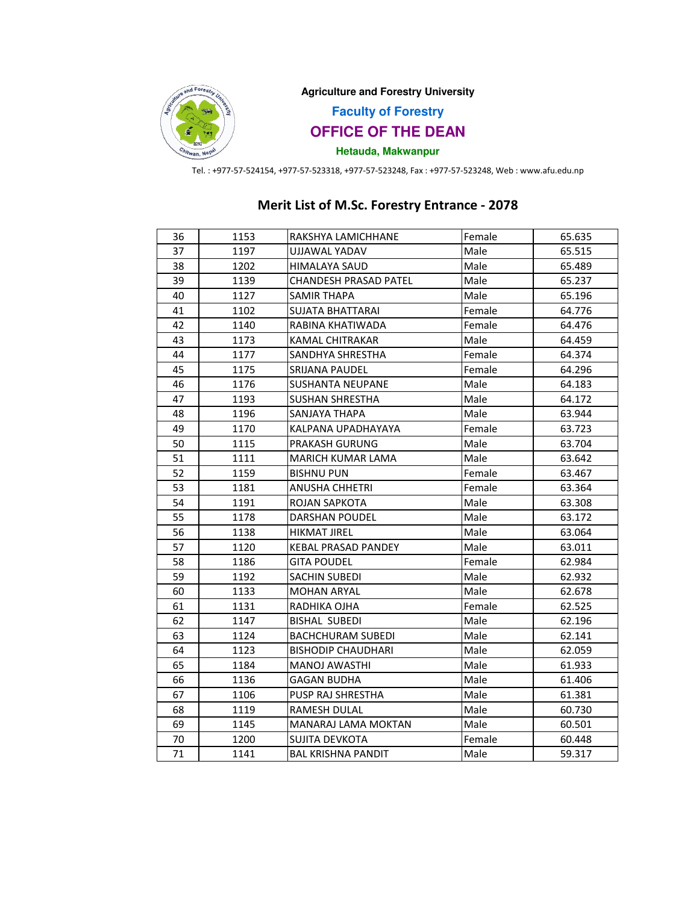Agriculture and Forestry University

**Faculty of Forestry**

**OFFICE OF THE DEAN**

**Hetauda, Makwanpur**

Tel. : +977-57-524154, +977-57-523318, +977-57-523248, Fax : +977-57-523248, Web : www.afu.edu.np

## Merit List of M.Sc. Forestry Entrance - 2078

| | | | | |
|---|---|---|---|---|
| 36 | 1153 | RAKSHYA LAMICHHANE | Female | 65.635 |
| 37 | 1197 | UJJAWAL YADAV | Male | 65.515 |
| 38 | 1202 | HIMALAYA SAUD | Male | 65.489 |
| 39 | 1139 | CHANDESH PRASAD PATEL | Male | 65.237 |
| 40 | 1127 | SAMIR THAPA | Male | 65.196 |
| 41 | 1102 | SUJATA BHATTARAI | Female | 64.776 |
| 42 | 1140 | RABINA KHATIWADA | Female | 64.476 |
| 43 | 1173 | KAMAL CHITRAKAR | Male | 64.459 |
| 44 | 1177 | SANDHYA SHRESTHA | Female | 64.374 |
| 45 | 1175 | SRIJANA PAUDEL | Female | 64.296 |
| 46 | 1176 | SUSHANTA NEUPANE | Male | 64.183 |
| 47 | 1193 | SUSHAN SHRESTHA | Male | 64.172 |
| 48 | 1196 | SANJAYA THAPA | Male | 63.944 |
| 49 | 1170 | KALPANA UPADHAYAYA | Female | 63.723 |
| 50 | 1115 | PRAKASH GURUNG | Male | 63.704 |
| 51 | 1111 | MARICH KUMAR LAMA | Male | 63.642 |
| 52 | 1159 | BISHNU PUN | Female | 63.467 |
| 53 | 1181 | ANUSHA CHHETRI | Female | 63.364 |
| 54 | 1191 | ROJAN SAPKOTA | Male | 63.308 |
| 55 | 1178 | DARSHAN POUDEL | Male | 63.172 |
| 56 | 1138 | HIKMAT JIREL | Male | 63.064 |
| 57 | 1120 | KEBAL PRASAD PANDEY | Male | 63.011 |
| 58 | 1186 | GITA POUDEL | Female | 62.984 |
| 59 | 1192 | SACHIN SUBEDI | Male | 62.932 |
| 60 | 1133 | MOHAN ARYAL | Male | 62.678 |
| 61 | 1131 | RADHIKA OJHA | Female | 62.525 |
| 62 | 1147 | BISHAL SUBEDI | Male | 62.196 |
| 63 | 1124 | BACHCHURAM SUBEDI | Male | 62.141 |
| 64 | 1123 | BISHODIP CHAUDHARI | Male | 62.059 |
| 65 | 1184 | MANOJ AWASTHI | Male | 61.933 |
| 66 | 1136 | GAGAN BUDHA | Male | 61.406 |
| 67 | 1106 | PUSP RAJ SHRESTHA | Male | 61.381 |
| 68 | 1119 | RAMESH DULAL | Male | 60.730 |
| 69 | 1145 | MANARAJ LAMA MOKTAN | Male | 60.501 |
| 70 | 1200 | SUJITA DEVKOTA | Female | 60.448 |
| 71 | 1141 | BAL KRISHNA PANDIT | Male | 59.317 |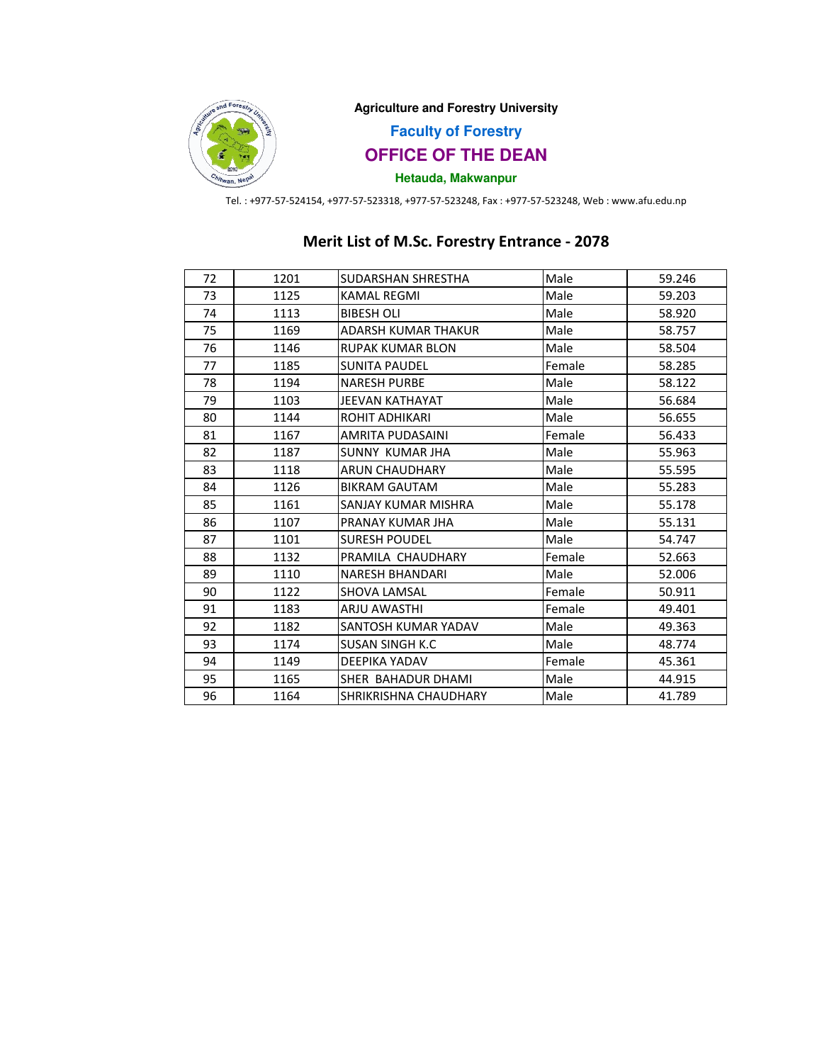Agriculture and Forestry University

Faculty of Forestry

# OFFICE OF THE DEAN

Hetauda, Makwanpur

Tel. : +977-57-524154, +977-57-523318, +977-57-523248, Fax : +977-57-523248, Web : www.afu.edu.np

## Merit List of M.Sc. Forestry Entrance - 2078

| | | | | |
|---|---|---|---|---|
| 72 | 1201 | SUDARSHAN SHRESTHA | Male | 59.246 |
| 73 | 1125 | KAMAL REGMI | Male | 59.203 |
| 74 | 1113 | BIBESH OLI | Male | 58.920 |
| 75 | 1169 | ADARSH KUMAR THAKUR | Male | 58.757 |
| 76 | 1146 | RUPAK KUMAR BLON | Male | 58.504 |
| 77 | 1185 | SUNITA PAUDEL | Female | 58.285 |
| 78 | 1194 | NARESH PURBE | Male | 58.122 |
| 79 | 1103 | JEEVAN KATHAYAT | Male | 56.684 |
| 80 | 1144 | ROHIT ADHIKARI | Male | 56.655 |
| 81 | 1167 | AMRITA PUDASAINI | Female | 56.433 |
| 82 | 1187 | SUNNY KUMAR JHA | Male | 55.963 |
| 83 | 1118 | ARUN CHAUDHARY | Male | 55.595 |
| 84 | 1126 | BIKRAM GAUTAM | Male | 55.283 |
| 85 | 1161 | SANJAY KUMAR MISHRA | Male | 55.178 |
| 86 | 1107 | PRANAY KUMAR JHA | Male | 55.131 |
| 87 | 1101 | SURESH POUDEL | Male | 54.747 |
| 88 | 1132 | PRAMILA CHAUDHARY | Female | 52.663 |
| 89 | 1110 | NARESH BHANDARI | Male | 52.006 |
| 90 | 1122 | SHOVA LAMSAL | Female | 50.911 |
| 91 | 1183 | ARJU AWASTHI | Female | 49.401 |
| 92 | 1182 | SANTOSH KUMAR YADAV | Male | 49.363 |
| 93 | 1174 | SUSAN SINGH K.C | Male | 48.774 |
| 94 | 1149 | DEEPIKA YADAV | Female | 45.361 |
| 95 | 1165 | SHER BAHADUR DHAMI | Male | 44.915 |
| 96 | 1164 | SHRIKRISHNA CHAUDHARY | Male | 41.789 |